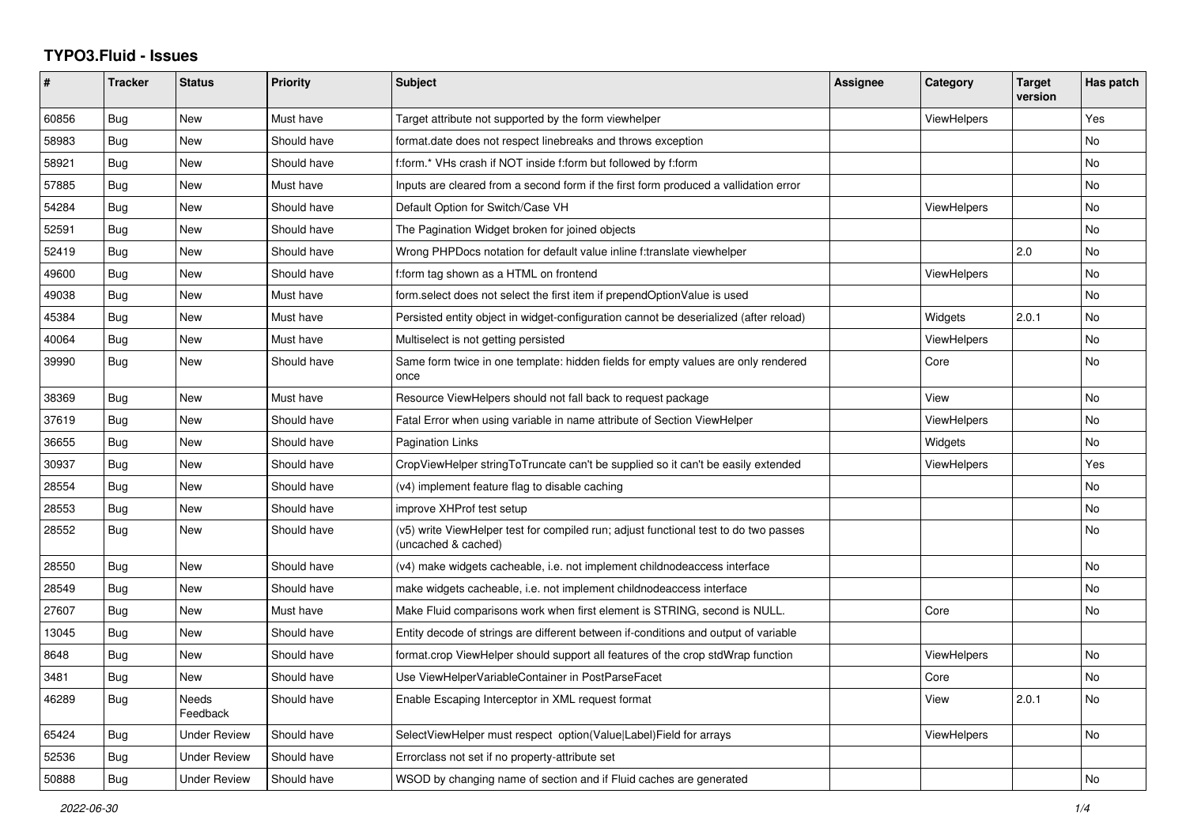# TYPO3.Fluid - Issues

| # | Tracker | Status | Priority | Subject | Assignee | Category | Target version | Has patch |
|---|---|---|---|---|---|---|---|---|
| 60856 | Bug | New | Must have | Target attribute not supported by the form viewhelper | | ViewHelpers | | Yes |
| 58983 | Bug | New | Should have | format.date does not respect linebreaks and throws exception | | | | No |
| 58921 | Bug | New | Should have | f:form.* VHs crash if NOT inside f:form but followed by f:form | | | | No |
| 57885 | Bug | New | Must have | Inputs are cleared from a second form if the first form produced a vallidation error | | | | No |
| 54284 | Bug | New | Should have | Default Option for Switch/Case VH | | ViewHelpers | | No |
| 52591 | Bug | New | Should have | The Pagination Widget broken for joined objects | | | | No |
| 52419 | Bug | New | Should have | Wrong PHPDocs notation for default value inline f:translate viewhelper | | | 2.0 | No |
| 49600 | Bug | New | Should have | f:form tag shown as a HTML on frontend | | ViewHelpers | | No |
| 49038 | Bug | New | Must have | form.select does not select the first item if prependOptionValue is used | | | | No |
| 45384 | Bug | New | Must have | Persisted entity object in widget-configuration cannot be deserialized (after reload) | | Widgets | 2.0.1 | No |
| 40064 | Bug | New | Must have | Multiselect is not getting persisted | | ViewHelpers | | No |
| 39990 | Bug | New | Should have | Same form twice in one template: hidden fields for empty values are only rendered once | | Core | | No |
| 38369 | Bug | New | Must have | Resource ViewHelpers should not fall back to request package | | View | | No |
| 37619 | Bug | New | Should have | Fatal Error when using variable in name attribute of Section ViewHelper | | ViewHelpers | | No |
| 36655 | Bug | New | Should have | Pagination Links | | Widgets | | No |
| 30937 | Bug | New | Should have | CropViewHelper stringToTruncate can't be supplied so it can't be easily extended | | ViewHelpers | | Yes |
| 28554 | Bug | New | Should have | (v4) implement feature flag to disable caching | | | | No |
| 28553 | Bug | New | Should have | improve XHProf test setup | | | | No |
| 28552 | Bug | New | Should have | (v5) write ViewHelper test for compiled run; adjust functional test to do two passes (uncached & cached) | | | | No |
| 28550 | Bug | New | Should have | (v4) make widgets cacheable, i.e. not implement childnodeaccess interface | | | | No |
| 28549 | Bug | New | Should have | make widgets cacheable, i.e. not implement childnodeaccess interface | | | | No |
| 27607 | Bug | New | Must have | Make Fluid comparisons work when first element is STRING, second is NULL. | | Core | | No |
| 13045 | Bug | New | Should have | Entity decode of strings are different between if-conditions and output of variable | | | | |
| 8648 | Bug | New | Should have | format.crop ViewHelper should support all features of the crop stdWrap function | | ViewHelpers | | No |
| 3481 | Bug | New | Should have | Use ViewHelperVariableContainer in PostParseFacet | | Core | | No |
| 46289 | Bug | Needs Feedback | Should have | Enable Escaping Interceptor in XML request format | | View | 2.0.1 | No |
| 65424 | Bug | Under Review | Should have | SelectViewHelper must respect option(Value\|Label)Field for arrays | | ViewHelpers | | No |
| 52536 | Bug | Under Review | Should have | Errorclass not set if no property-attribute set | | | | |
| 50888 | Bug | Under Review | Should have | WSOD by changing name of section and if Fluid caches are generated | | | | No |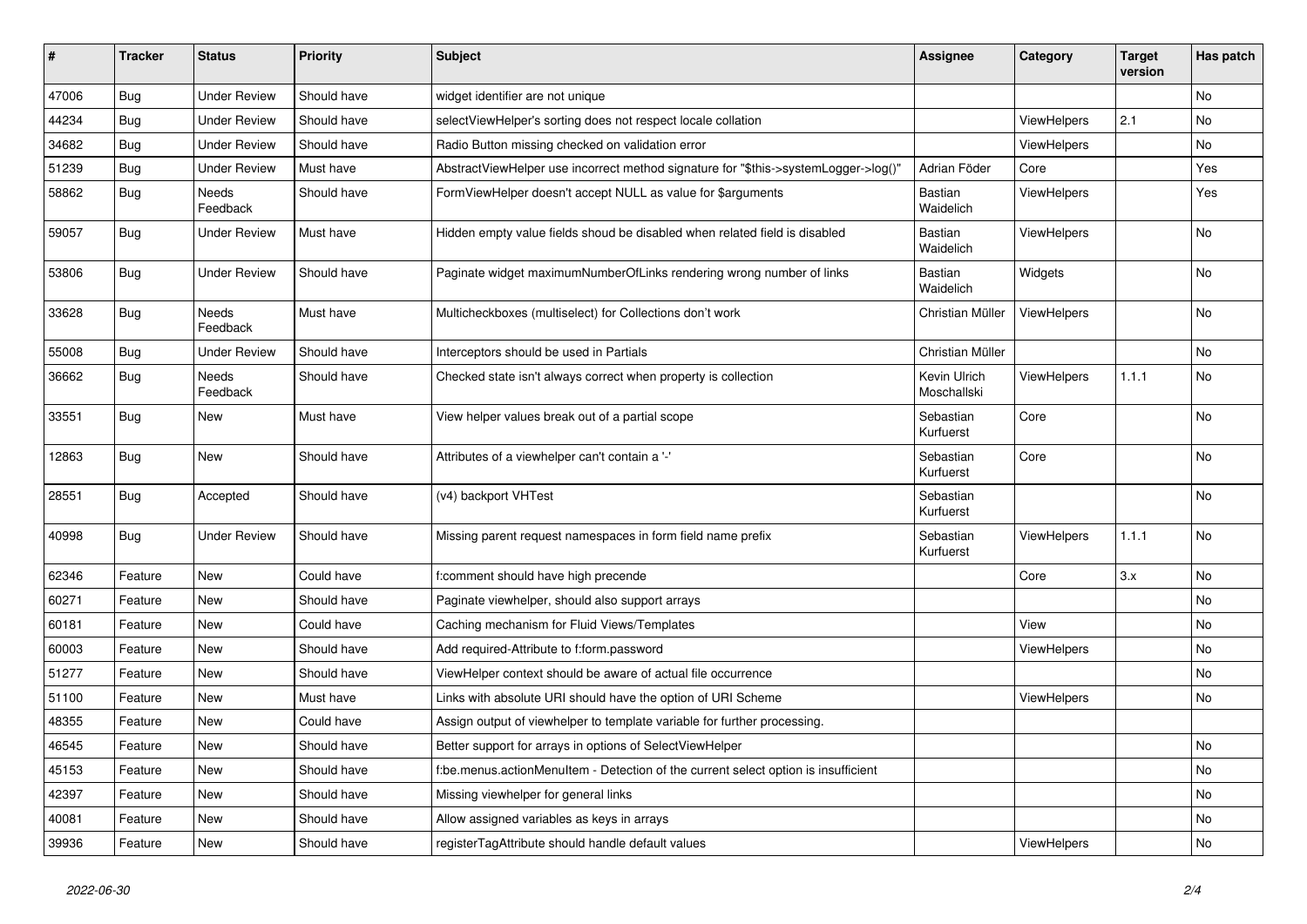| # | Tracker | Status | Priority | Subject | Assignee | Category | Target version | Has patch |
|---|---|---|---|---|---|---|---|---|
| 47006 | Bug | Under Review | Should have | widget identifier are not unique | | | | No |
| 44234 | Bug | Under Review | Should have | selectViewHelper's sorting does not respect locale collation | | ViewHelpers | 2.1 | No |
| 34682 | Bug | Under Review | Should have | Radio Button missing checked on validation error | | ViewHelpers | | No |
| 51239 | Bug | Under Review | Must have | AbstractViewHelper use incorrect method signature for "$this->systemLogger->log()" | Adrian Föder | Core | | Yes |
| 58862 | Bug | Needs Feedback | Should have | FormViewHelper doesn't accept NULL as value for $arguments | Bastian Waidelich | ViewHelpers | | Yes |
| 59057 | Bug | Under Review | Must have | Hidden empty value fields shoud be disabled when related field is disabled | Bastian Waidelich | ViewHelpers | | No |
| 53806 | Bug | Under Review | Should have | Paginate widget maximumNumberOfLinks rendering wrong number of links | Bastian Waidelich | Widgets | | No |
| 33628 | Bug | Needs Feedback | Must have | Multicheckboxes (multiselect) for Collections don't work | Christian Müller | ViewHelpers | | No |
| 55008 | Bug | Under Review | Should have | Interceptors should be used in Partials | Christian Müller | | | No |
| 36662 | Bug | Needs Feedback | Should have | Checked state isn't always correct when property is collection | Kevin Ulrich Moschallski | ViewHelpers | 1.1.1 | No |
| 33551 | Bug | New | Must have | View helper values break out of a partial scope | Sebastian Kurfuerst | Core | | No |
| 12863 | Bug | New | Should have | Attributes of a viewhelper can't contain a '-' | Sebastian Kurfuerst | Core | | No |
| 28551 | Bug | Accepted | Should have | (v4) backport VHTest | Sebastian Kurfuerst | | | No |
| 40998 | Bug | Under Review | Should have | Missing parent request namespaces in form field name prefix | Sebastian Kurfuerst | ViewHelpers | 1.1.1 | No |
| 62346 | Feature | New | Could have | f:comment should have high precende | | Core | 3.x | No |
| 60271 | Feature | New | Should have | Paginate viewhelper, should also support arrays | | | | No |
| 60181 | Feature | New | Could have | Caching mechanism for Fluid Views/Templates | | View | | No |
| 60003 | Feature | New | Should have | Add required-Attribute to f:form.password | | ViewHelpers | | No |
| 51277 | Feature | New | Should have | ViewHelper context should be aware of actual file occurrence | | | | No |
| 51100 | Feature | New | Must have | Links with absolute URI should have the option of URI Scheme | | ViewHelpers | | No |
| 48355 | Feature | New | Could have | Assign output of viewhelper to template variable for further processing. | | | | |
| 46545 | Feature | New | Should have | Better support for arrays in options of SelectViewHelper | | | | No |
| 45153 | Feature | New | Should have | f:be.menus.actionMenuItem - Detection of the current select option is insufficient | | | | No |
| 42397 | Feature | New | Should have | Missing viewhelper for general links | | | | No |
| 40081 | Feature | New | Should have | Allow assigned variables as keys in arrays | | | | No |
| 39936 | Feature | New | Should have | registerTagAttribute should handle default values | | ViewHelpers | | No |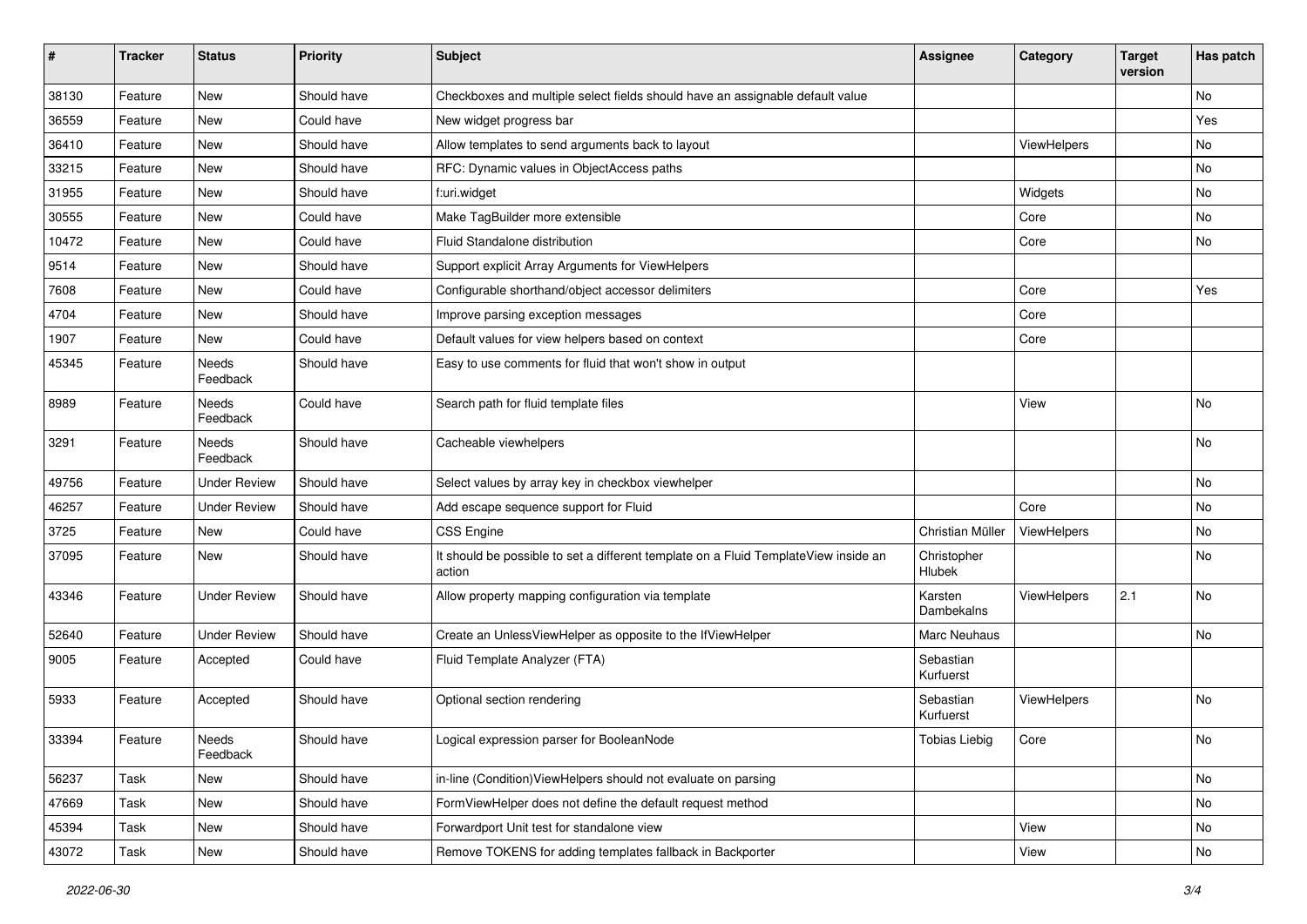| # | Tracker | Status | Priority | Subject | Assignee | Category | Target version | Has patch |
|---|---|---|---|---|---|---|---|---|
| 38130 | Feature | New | Should have | Checkboxes and multiple select fields should have an assignable default value | | | | No |
| 36559 | Feature | New | Could have | New widget progress bar | | | | Yes |
| 36410 | Feature | New | Should have | Allow templates to send arguments back to layout | | ViewHelpers | | No |
| 33215 | Feature | New | Should have | RFC: Dynamic values in ObjectAccess paths | | | | No |
| 31955 | Feature | New | Should have | f:uri.widget | | Widgets | | No |
| 30555 | Feature | New | Could have | Make TagBuilder more extensible | | Core | | No |
| 10472 | Feature | New | Could have | Fluid Standalone distribution | | Core | | No |
| 9514 | Feature | New | Should have | Support explicit Array Arguments for ViewHelpers | | | | |
| 7608 | Feature | New | Could have | Configurable shorthand/object accessor delimiters | | Core | | Yes |
| 4704 | Feature | New | Should have | Improve parsing exception messages | | Core | | |
| 1907 | Feature | New | Could have | Default values for view helpers based on context | | Core | | |
| 45345 | Feature | Needs Feedback | Should have | Easy to use comments for fluid that won't show in output | | | | |
| 8989 | Feature | Needs Feedback | Could have | Search path for fluid template files | | View | | No |
| 3291 | Feature | Needs Feedback | Should have | Cacheable viewhelpers | | | | No |
| 49756 | Feature | Under Review | Should have | Select values by array key in checkbox viewhelper | | | | No |
| 46257 | Feature | Under Review | Should have | Add escape sequence support for Fluid | | Core | | No |
| 3725 | Feature | New | Could have | CSS Engine | Christian Müller | ViewHelpers | | No |
| 37095 | Feature | New | Should have | It should be possible to set a different template on a Fluid TemplateView inside an action | Christopher Hlubek | | | No |
| 43346 | Feature | Under Review | Should have | Allow property mapping configuration via template | Karsten Dambekalns | ViewHelpers | 2.1 | No |
| 52640 | Feature | Under Review | Should have | Create an UnlessViewHelper as opposite to the IfViewHelper | Marc Neuhaus | | | No |
| 9005 | Feature | Accepted | Could have | Fluid Template Analyzer (FTA) | Sebastian Kurfuerst | | | |
| 5933 | Feature | Accepted | Should have | Optional section rendering | Sebastian Kurfuerst | ViewHelpers | | No |
| 33394 | Feature | Needs Feedback | Should have | Logical expression parser for BooleanNode | Tobias Liebig | Core | | No |
| 56237 | Task | New | Should have | in-line (Condition)ViewHelpers should not evaluate on parsing | | | | No |
| 47669 | Task | New | Should have | FormViewHelper does not define the default request method | | | | No |
| 45394 | Task | New | Should have | Forwardport Unit test for standalone view | | View | | No |
| 43072 | Task | New | Should have | Remove TOKENS for adding templates fallback in Backporter | | View | | No |

*2022-06-30*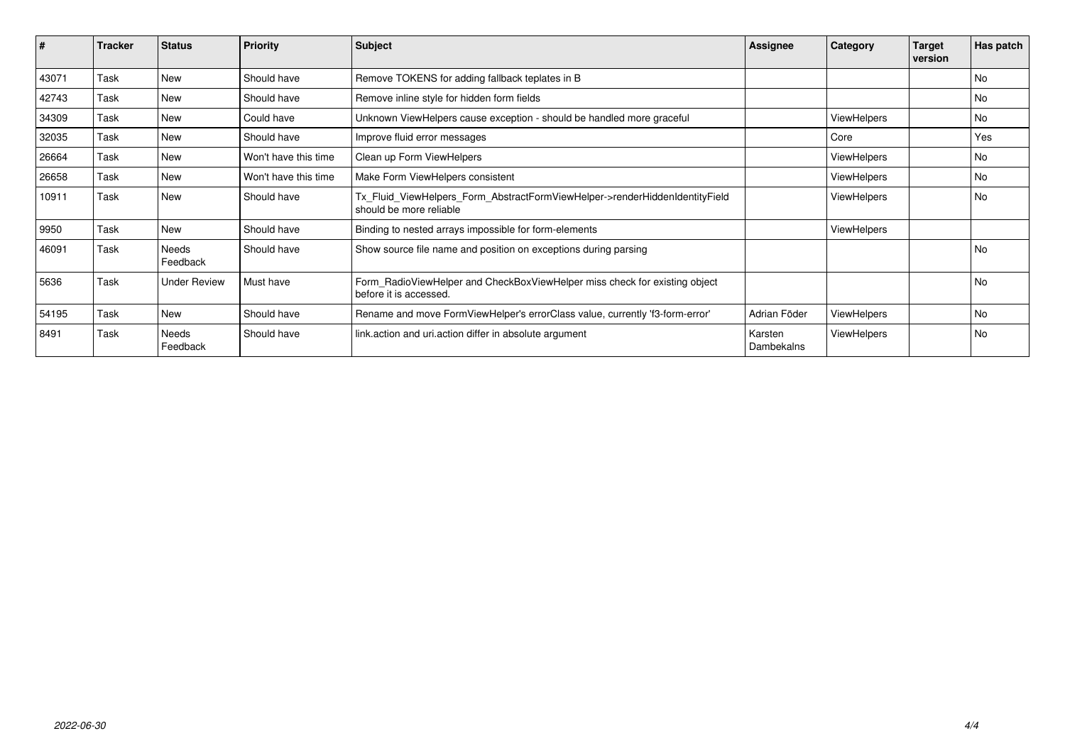| # | Tracker | Status | Priority | Subject | Assignee | Category | Target version | Has patch |
|---|---|---|---|---|---|---|---|---|
| 43071 | Task | New | Should have | Remove TOKENS for adding fallback teplates in B | | | | No |
| 42743 | Task | New | Should have | Remove inline style for hidden form fields | | | | No |
| 34309 | Task | New | Could have | Unknown ViewHelpers cause exception - should be handled more graceful | | ViewHelpers | | No |
| 32035 | Task | New | Should have | Improve fluid error messages | | Core | | Yes |
| 26664 | Task | New | Won't have this time | Clean up Form ViewHelpers | | ViewHelpers | | No |
| 26658 | Task | New | Won't have this time | Make Form ViewHelpers consistent | | ViewHelpers | | No |
| 10911 | Task | New | Should have | Tx_Fluid_ViewHelpers_Form_AbstractFormViewHelper->renderHiddenIdentityField should be more reliable | | ViewHelpers | | No |
| 9950 | Task | New | Should have | Binding to nested arrays impossible for form-elements | | ViewHelpers | | |
| 46091 | Task | Needs Feedback | Should have | Show source file name and position on exceptions during parsing | | | | No |
| 5636 | Task | Under Review | Must have | Form_RadioViewHelper and CheckBoxViewHelper miss check for existing object before it is accessed. | | | | No |
| 54195 | Task | New | Should have | Rename and move FormViewHelper's errorClass value, currently 'f3-form-error' | Adrian Föder | ViewHelpers | | No |
| 8491 | Task | Needs Feedback | Should have | link.action and uri.action differ in absolute argument | Karsten Dambekalns | ViewHelpers | | No |